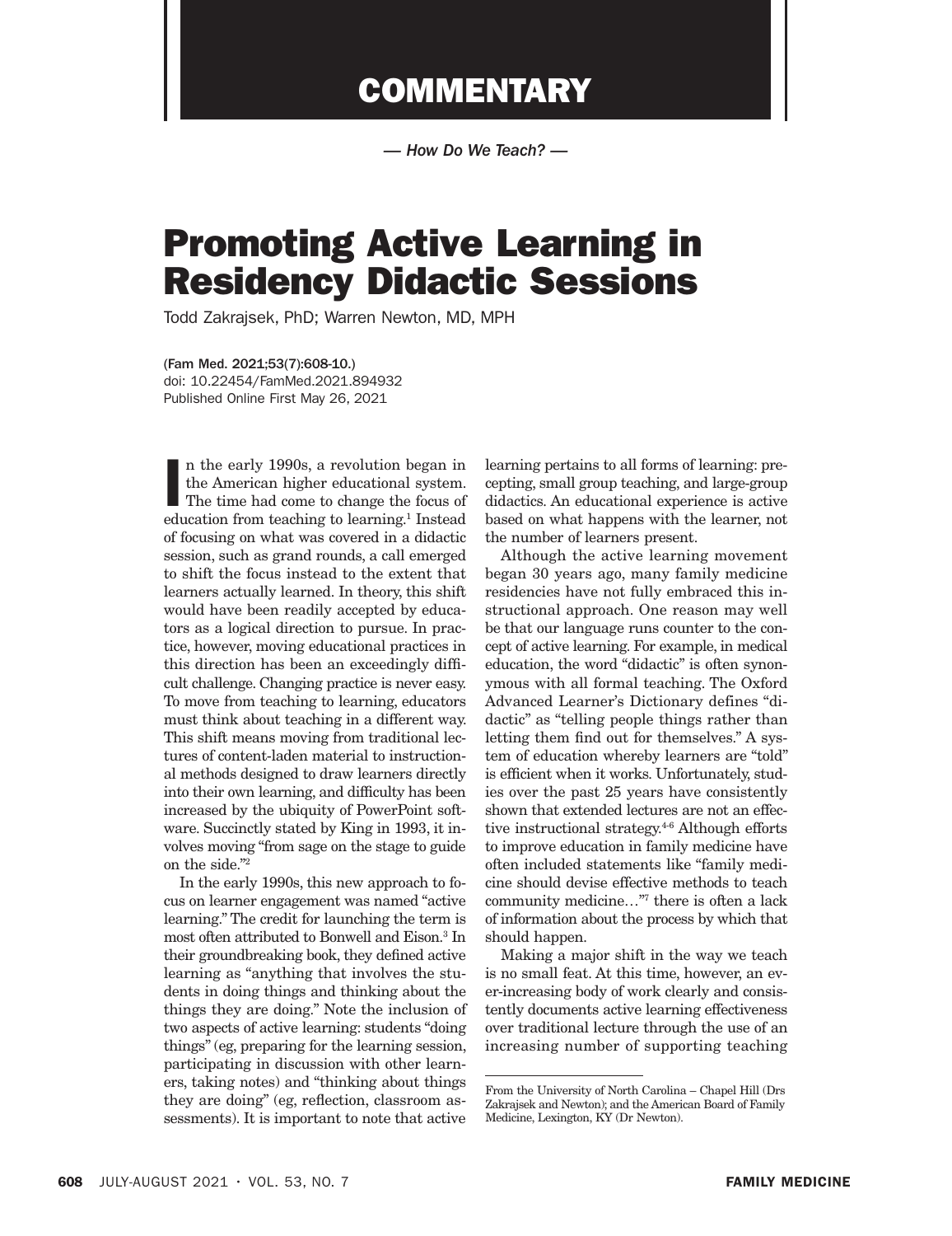# COMMENTARY

*— How Do We Teach? —*

# Promoting Active Learning in Residency Didactic Sessions

Todd Zakrajsek, PhD; Warren Newton, MD, MPH

(Fam Med. 2021;53(7):608-10.)
doi: 10.22454/FamMed.2021.894932
Published Online First May 26, 2021

In the early 1990s, a revolution began in the American higher educational system. The time had come to change the focus of education from teaching to learning.[1] Instead of focusing on what was covered in a didactic session, such as grand rounds, a call emerged to shift the focus instead to the extent that learners actually learned. In theory, this shift would have been readily accepted by educators as a logical direction to pursue. In practice, however, moving educational practices in this direction has been an exceedingly difficult challenge. Changing practice is never easy. To move from teaching to learning, educators must think about teaching in a different way. This shift means moving from traditional lectures of content-laden material to instructional methods designed to draw learners directly into their own learning, and difficulty has been increased by the ubiquity of PowerPoint software. Succinctly stated by King in 1993, it involves moving "from sage on the stage to guide on the side."[2]

In the early 1990s, this new approach to focus on learner engagement was named "active learning." The credit for launching the term is most often attributed to Bonwell and Eison.[3] In their groundbreaking book, they defined active learning as "anything that involves the students in doing things and thinking about the things they are doing." Note the inclusion of two aspects of active learning: students "doing things" (eg, preparing for the learning session, participating in discussion with other learners, taking notes) and "thinking about things they are doing" (eg, reflection, classroom assessments). It is important to note that active learning pertains to all forms of learning: precepting, small group teaching, and large-group didactics. An educational experience is active based on what happens with the learner, not the number of learners present.

Although the active learning movement began 30 years ago, many family medicine residencies have not fully embraced this instructional approach. One reason may well be that our language runs counter to the concept of active learning. For example, in medical education, the word "didactic" is often synonymous with all formal teaching. The Oxford Advanced Learner's Dictionary defines "didactic" as "telling people things rather than letting them find out for themselves." A system of education whereby learners are "told" is efficient when it works. Unfortunately, studies over the past 25 years have consistently shown that extended lectures are not an effective instructional strategy.[4-6] Although efforts to improve education in family medicine have often included statements like "family medicine should devise effective methods to teach community medicine…"[7] there is often a lack of information about the process by which that should happen.

Making a major shift in the way we teach is no small feat. At this time, however, an ever-increasing body of work clearly and consistently documents active learning effectiveness over traditional lecture through the use of an increasing number of supporting teaching

From the University of North Carolina – Chapel Hill (Drs Zakrajsek and Newton); and the American Board of Family Medicine, Lexington, KY (Dr Newton).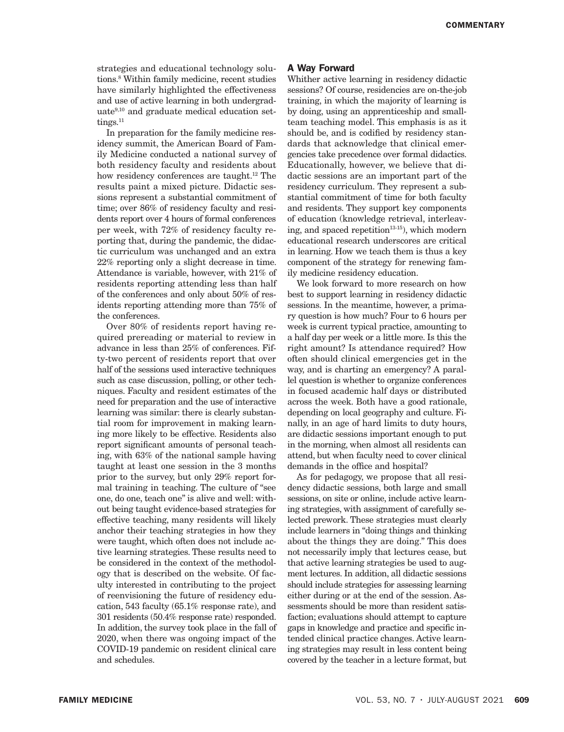strategies and educational technology solutions.[8] Within family medicine, recent studies have similarly highlighted the effectiveness and use of active learning in both undergraduate[9,10] and graduate medical education settings.[11]

In preparation for the family medicine residency summit, the American Board of Family Medicine conducted a national survey of both residency faculty and residents about how residency conferences are taught.[12] The results paint a mixed picture. Didactic sessions represent a substantial commitment of time; over 86% of residency faculty and residents report over 4 hours of formal conferences per week, with 72% of residency faculty reporting that, during the pandemic, the didactic curriculum was unchanged and an extra 22% reporting only a slight decrease in time. Attendance is variable, however, with 21% of residents reporting attending less than half of the conferences and only about 50% of residents reporting attending more than 75% of the conferences.

Over 80% of residents report having required prereading or material to review in advance in less than 25% of conferences. Fifty-two percent of residents report that over half of the sessions used interactive techniques such as case discussion, polling, or other techniques. Faculty and resident estimates of the need for preparation and the use of interactive learning was similar: there is clearly substantial room for improvement in making learning more likely to be effective. Residents also report significant amounts of personal teaching, with 63% of the national sample having taught at least one session in the 3 months prior to the survey, but only 29% report formal training in teaching. The culture of "see one, do one, teach one" is alive and well: without being taught evidence-based strategies for effective teaching, many residents will likely anchor their teaching strategies in how they were taught, which often does not include active learning strategies. These results need to be considered in the context of the methodology that is described on the website. Of faculty interested in contributing to the project of reenvisioning the future of residency education, 543 faculty (65.1% response rate), and 301 residents (50.4% response rate) responded. In addition, the survey took place in the fall of 2020, when there was ongoing impact of the COVID-19 pandemic on resident clinical care and schedules.

## A Way Forward

Whither active learning in residency didactic sessions? Of course, residencies are on-the-job training, in which the majority of learning is by doing, using an apprenticeship and small-team teaching model. This emphasis is as it should be, and is codified by residency standards that acknowledge that clinical emergencies take precedence over formal didactics. Educationally, however, we believe that didactic sessions are an important part of the residency curriculum. They represent a substantial commitment of time for both faculty and residents. They support key components of education (knowledge retrieval, interleaving, and spaced repetition[13-15]), which modern educational research underscores are critical in learning. How we teach them is thus a key component of the strategy for renewing family medicine residency education.

We look forward to more research on how best to support learning in residency didactic sessions. In the meantime, however, a primary question is how much? Four to 6 hours per week is current typical practice, amounting to a half day per week or a little more. Is this the right amount? Is attendance required? How often should clinical emergencies get in the way, and is charting an emergency? A parallel question is whether to organize conferences in focused academic half days or distributed across the week. Both have a good rationale, depending on local geography and culture. Finally, in an age of hard limits to duty hours, are didactic sessions important enough to put in the morning, when almost all residents can attend, but when faculty need to cover clinical demands in the office and hospital?

As for pedagogy, we propose that all residency didactic sessions, both large and small sessions, on site or online, include active learning strategies, with assignment of carefully selected prework. These strategies must clearly include learners in "doing things and thinking about the things they are doing." This does not necessarily imply that lectures cease, but that active learning strategies be used to augment lectures. In addition, all didactic sessions should include strategies for assessing learning either during or at the end of the session. Assessments should be more than resident satisfaction; evaluations should attempt to capture gaps in knowledge and practice and specific intended clinical practice changes. Active learning strategies may result in less content being covered by the teacher in a lecture format, but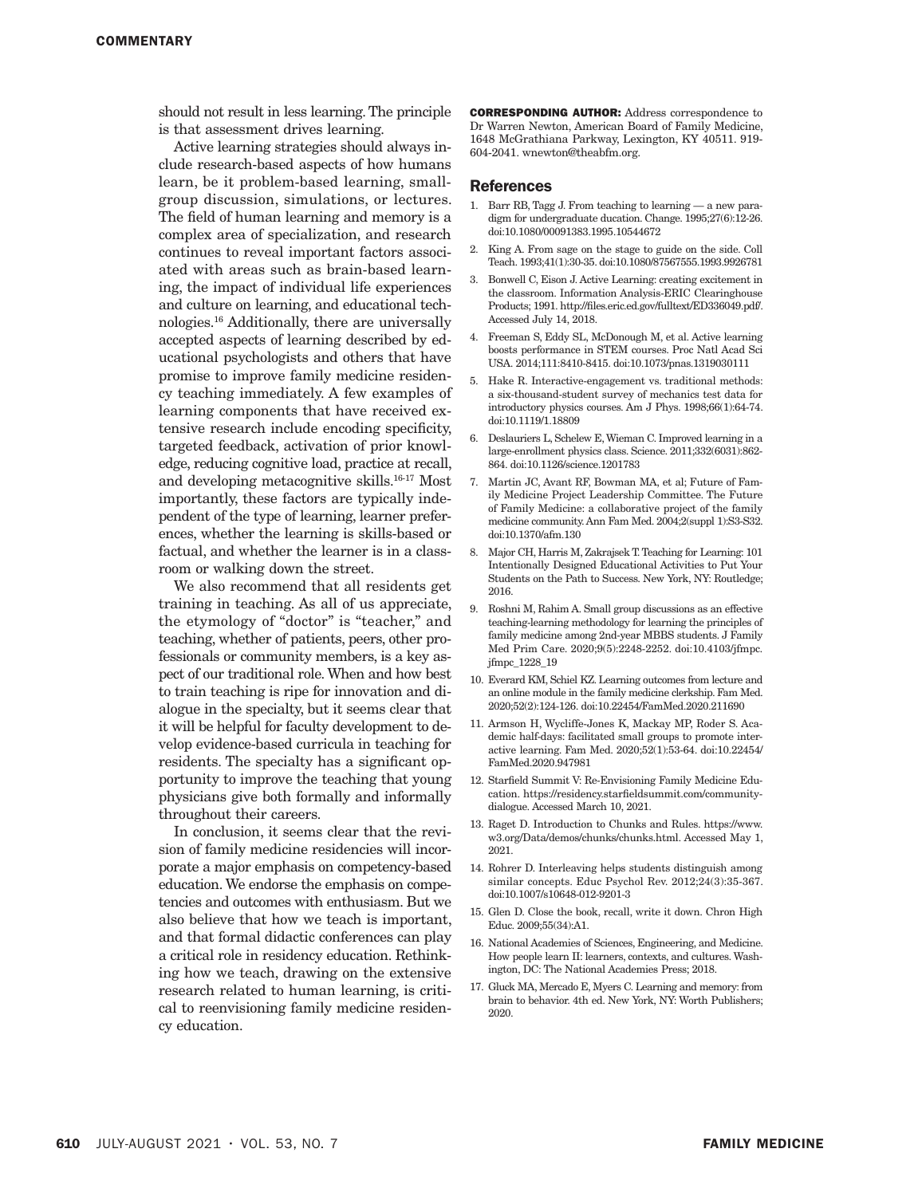should not result in less learning. The principle is that assessment drives learning.

Active learning strategies should always include research-based aspects of how humans learn, be it problem-based learning, small-group discussion, simulations, or lectures. The field of human learning and memory is a complex area of specialization, and research continues to reveal important factors associated with areas such as brain-based learning, the impact of individual life experiences and culture on learning, and educational technologies.[16] Additionally, there are universally accepted aspects of learning described by educational psychologists and others that have promise to improve family medicine residency teaching immediately. A few examples of learning components that have received extensive research include encoding specificity, targeted feedback, activation of prior knowledge, reducing cognitive load, practice at recall, and developing metacognitive skills.[16-17] Most importantly, these factors are typically independent of the type of learning, learner preferences, whether the learning is skills-based or factual, and whether the learner is in a classroom or walking down the street.

We also recommend that all residents get training in teaching. As all of us appreciate, the etymology of "doctor" is "teacher," and teaching, whether of patients, peers, other professionals or community members, is a key aspect of our traditional role. When and how best to train teaching is ripe for innovation and dialogue in the specialty, but it seems clear that it will be helpful for faculty development to develop evidence-based curricula in teaching for residents. The specialty has a significant opportunity to improve the teaching that young physicians give both formally and informally throughout their careers.

In conclusion, it seems clear that the revision of family medicine residencies will incorporate a major emphasis on competency-based education. We endorse the emphasis on competencies and outcomes with enthusiasm. But we also believe that how we teach is important, and that formal didactic conferences can play a critical role in residency education. Rethinking how we teach, drawing on the extensive research related to human learning, is critical to reenvisioning family medicine residency education.

**CORRESPONDING AUTHOR:** Address correspondence to Dr Warren Newton, American Board of Family Medicine, 1648 McGrathiana Parkway, Lexington, KY 40511. 919-604-2041. wnewton@theabfm.org.

## References

1. Barr RB, Tagg J. From teaching to learning — a new paradigm for undergraduate ducation. Change. 1995;27(6):12-26. doi:10.1080/00091383.1995.10544672
2. King A. From sage on the stage to guide on the side. Coll Teach. 1993;41(1):30-35. doi:10.1080/87567555.1993.9926781
3. Bonwell C, Eison J. Active Learning: creating excitement in the classroom. Information Analysis-ERIC Clearinghouse Products; 1991. http://files.eric.ed.gov/fulltext/ED336049.pdf/. Accessed July 14, 2018.
4. Freeman S, Eddy SL, McDonough M, et al. Active learning boosts performance in STEM courses. Proc Natl Acad Sci USA. 2014;111:8410-8415. doi:10.1073/pnas.1319030111
5. Hake R. Interactive-engagement vs. traditional methods: a six-thousand-student survey of mechanics test data for introductory physics courses. Am J Phys. 1998;66(1):64-74. doi:10.1119/1.18809
6. Deslauriers L, Schelew E, Wieman C. Improved learning in a large-enrollment physics class. Science. 2011;332(6031):862-864. doi:10.1126/science.1201783
7. Martin JC, Avant RF, Bowman MA, et al; Future of Family Medicine Project Leadership Committee. The Future of Family Medicine: a collaborative project of the family medicine community. Ann Fam Med. 2004;2(suppl 1):S3-S32. doi:10.1370/afm.130
8. Major CH, Harris M, Zakrajsek T. Teaching for Learning: 101 Intentionally Designed Educational Activities to Put Your Students on the Path to Success. New York, NY: Routledge; 2016.
9. Roshni M, Rahim A. Small group discussions as an effective teaching-learning methodology for learning the principles of family medicine among 2nd-year MBBS students. J Family Med Prim Care. 2020;9(5):2248-2252. doi:10.4103/jfmpc.jfmpc_1228_19
10. Everard KM, Schiel KZ. Learning outcomes from lecture and an online module in the family medicine clerkship. Fam Med. 2020;52(2):124-126. doi:10.22454/FamMed.2020.211690
11. Armson H, Wycliffe-Jones K, Mackay MP, Roder S. Academic half-days: facilitated small groups to promote interactive learning. Fam Med. 2020;52(1):53-64. doi:10.22454/FamMed.2020.947981
12. Starfield Summit V: Re-Envisioning Family Medicine Education. https://residency.starfieldsummit.com/community-dialogue. Accessed March 10, 2021.
13. Raget D. Introduction to Chunks and Rules. https://www.w3.org/Data/demos/chunks/chunks.html. Accessed May 1, 2021.
14. Rohrer D. Interleaving helps students distinguish among similar concepts. Educ Psychol Rev. 2012;24(3):35-367. doi:10.1007/s10648-012-9201-3
15. Glen D. Close the book, recall, write it down. Chron High Educ. 2009;55(34):A1.
16. National Academies of Sciences, Engineering, and Medicine. How people learn II: learners, contexts, and cultures. Washington, DC: The National Academies Press; 2018.
17. Gluck MA, Mercado E, Myers C. Learning and memory: from brain to behavior. 4th ed. New York, NY: Worth Publishers; 2020.